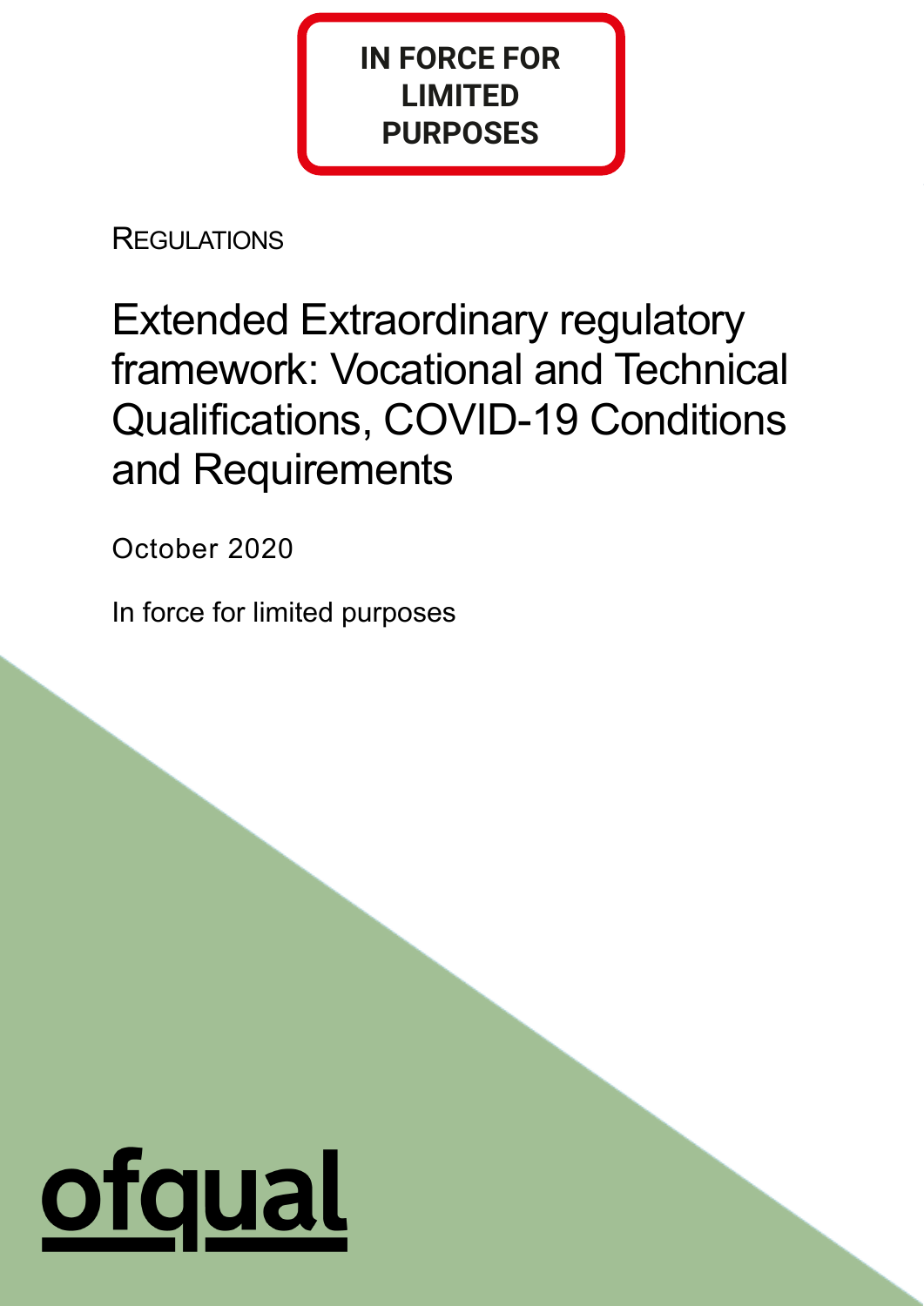**IN FORCE FOR LIMITED PURPOSES**

REGULATIONS

# Extended Extraordinary regulatory framework: Vocational and Technical Qualifications, COVID-19 Conditions and Requirements

October 2020

In force for limited purposes

ofqual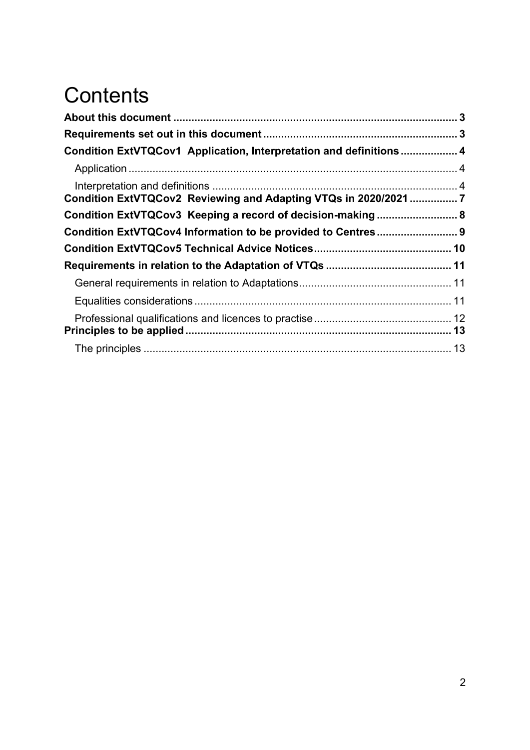# Contents

**About this document** 3

**Requirements set out in this document** 3

**Condition ExtVTQCov1 Application, Interpretation and definitions** 4

- Application 4
- Interpretation and definitions 4

**Condition ExtVTQCov2 Reviewing and Adapting VTQs in 2020/2021** 7

**Condition ExtVTQCov3 Keeping a record of decision-making** 8

**Condition ExtVTQCov4 Information to be provided to Centres** 9

**Condition ExtVTQCov5 Technical Advice Notices** 10

**Requirements in relation to the Adaptation of VTQs** 11

- General requirements in relation to Adaptations 11
- Equalities considerations 11
- Professional qualifications and licences to practise 12

**Principles to be applied** 13

- The principles 13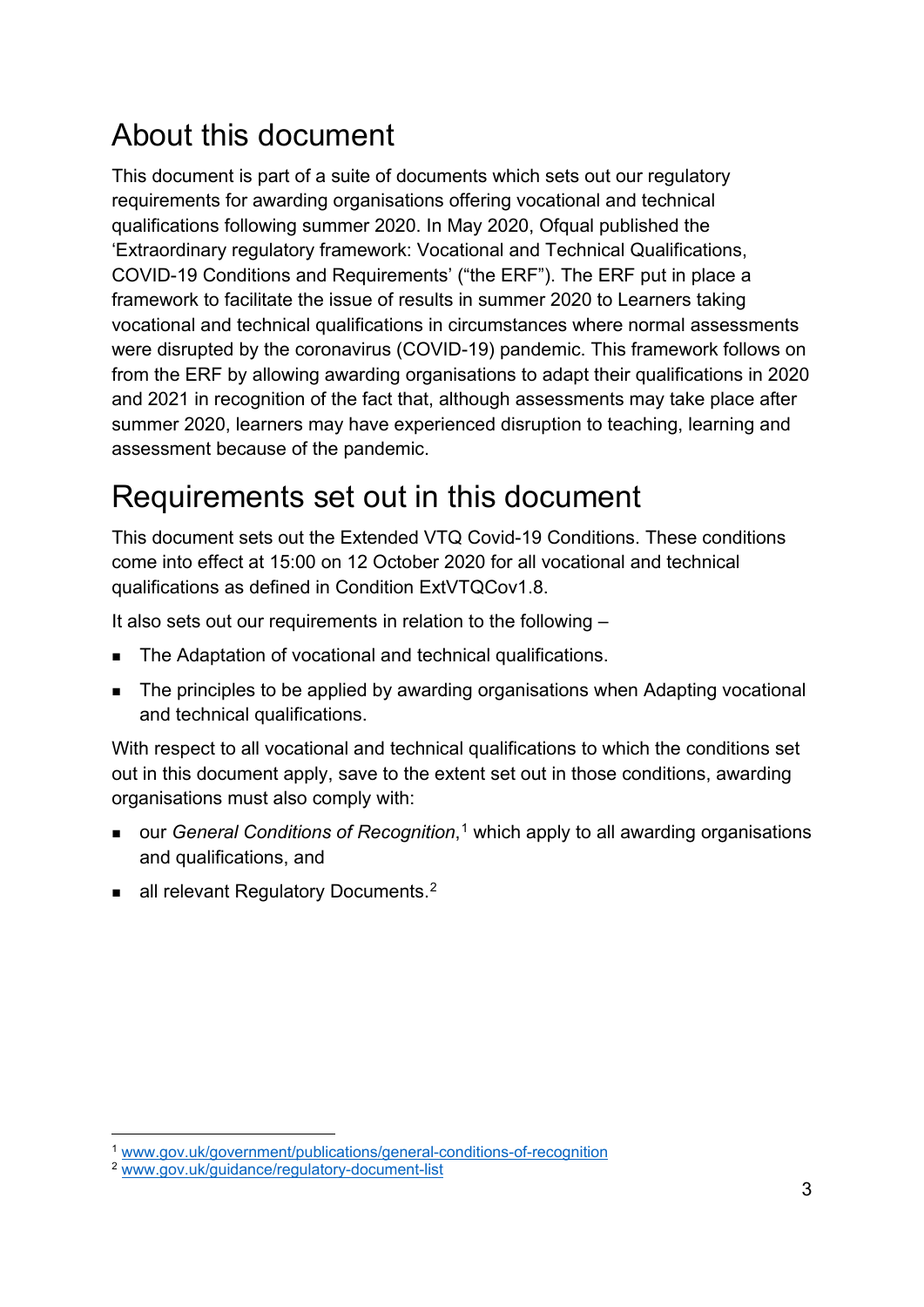# About this document

This document is part of a suite of documents which sets out our regulatory requirements for awarding organisations offering vocational and technical qualifications following summer 2020. In May 2020, Ofqual published the 'Extraordinary regulatory framework: Vocational and Technical Qualifications, COVID-19 Conditions and Requirements' ("the ERF"). The ERF put in place a framework to facilitate the issue of results in summer 2020 to Learners taking vocational and technical qualifications in circumstances where normal assessments were disrupted by the coronavirus (COVID-19) pandemic. This framework follows on from the ERF by allowing awarding organisations to adapt their qualifications in 2020 and 2021 in recognition of the fact that, although assessments may take place after summer 2020, learners may have experienced disruption to teaching, learning and assessment because of the pandemic.

# Requirements set out in this document

This document sets out the Extended VTQ Covid-19 Conditions. These conditions come into effect at 15:00 on 12 October 2020 for all vocational and technical qualifications as defined in Condition ExtVTQCov1.8.

It also sets out our requirements in relation to the following –

- The Adaptation of vocational and technical qualifications.
- The principles to be applied by awarding organisations when Adapting vocational and technical qualifications.

With respect to all vocational and technical qualifications to which the conditions set out in this document apply, save to the extent set out in those conditions, awarding organisations must also comply with:

- our *General Conditions of Recognition*,[1] which apply to all awarding organisations and qualifications, and
- all relevant Regulatory Documents.[2]

---

[1] www.gov.uk/government/publications/general-conditions-of-recognition

[2] www.gov.uk/guidance/regulatory-document-list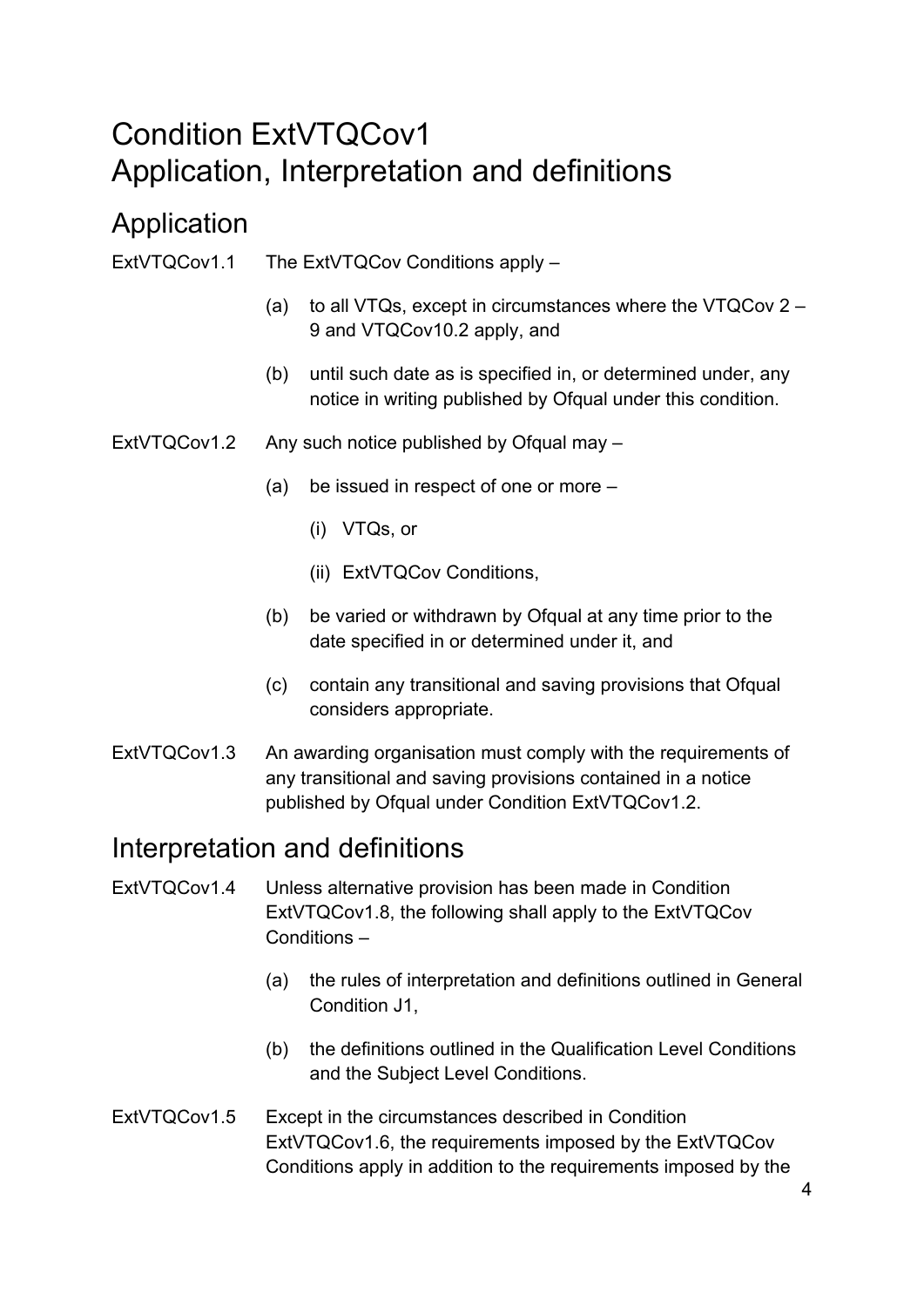# Condition ExtVTQCov1 Application, Interpretation and definitions

## Application

ExtVTQCov1.1 The ExtVTQCov Conditions apply –

(a) to all VTQs, except in circumstances where the VTQCov 2 – 9 and VTQCov10.2 apply, and

(b) until such date as is specified in, or determined under, any notice in writing published by Ofqual under this condition.

ExtVTQCov1.2 Any such notice published by Ofqual may –

(a) be issued in respect of one or more –

(i) VTQs, or

(ii) ExtVTQCov Conditions,

(b) be varied or withdrawn by Ofqual at any time prior to the date specified in or determined under it, and

(c) contain any transitional and saving provisions that Ofqual considers appropriate.

ExtVTQCov1.3 An awarding organisation must comply with the requirements of any transitional and saving provisions contained in a notice published by Ofqual under Condition ExtVTQCov1.2.

## Interpretation and definitions

ExtVTQCov1.4 Unless alternative provision has been made in Condition ExtVTQCov1.8, the following shall apply to the ExtVTQCov Conditions –

(a) the rules of interpretation and definitions outlined in General Condition J1,

(b) the definitions outlined in the Qualification Level Conditions and the Subject Level Conditions.

ExtVTQCov1.5 Except in the circumstances described in Condition ExtVTQCov1.6, the requirements imposed by the ExtVTQCov Conditions apply in addition to the requirements imposed by the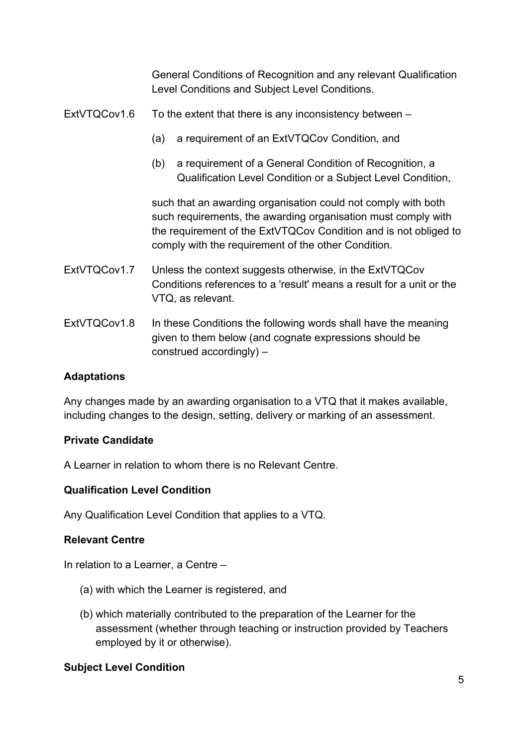General Conditions of Recognition and any relevant Qualification Level Conditions and Subject Level Conditions.

ExtVTQCov1.6 To the extent that there is any inconsistency between –

(a) a requirement of an ExtVTQCov Condition, and

(b) a requirement of a General Condition of Recognition, a Qualification Level Condition or a Subject Level Condition,

such that an awarding organisation could not comply with both such requirements, the awarding organisation must comply with the requirement of the ExtVTQCov Condition and is not obliged to comply with the requirement of the other Condition.

ExtVTQCov1.7 Unless the context suggests otherwise, in the ExtVTQCov Conditions references to a 'result' means a result for a unit or the VTQ, as relevant.

ExtVTQCov1.8 In these Conditions the following words shall have the meaning given to them below (and cognate expressions should be construed accordingly) –

**Adaptations**

Any changes made by an awarding organisation to a VTQ that it makes available, including changes to the design, setting, delivery or marking of an assessment.

**Private Candidate**

A Learner in relation to whom there is no Relevant Centre.

**Qualification Level Condition**

Any Qualification Level Condition that applies to a VTQ.

**Relevant Centre**

In relation to a Learner, a Centre –

(a) with which the Learner is registered, and

(b) which materially contributed to the preparation of the Learner for the assessment (whether through teaching or instruction provided by Teachers employed by it or otherwise).

**Subject Level Condition**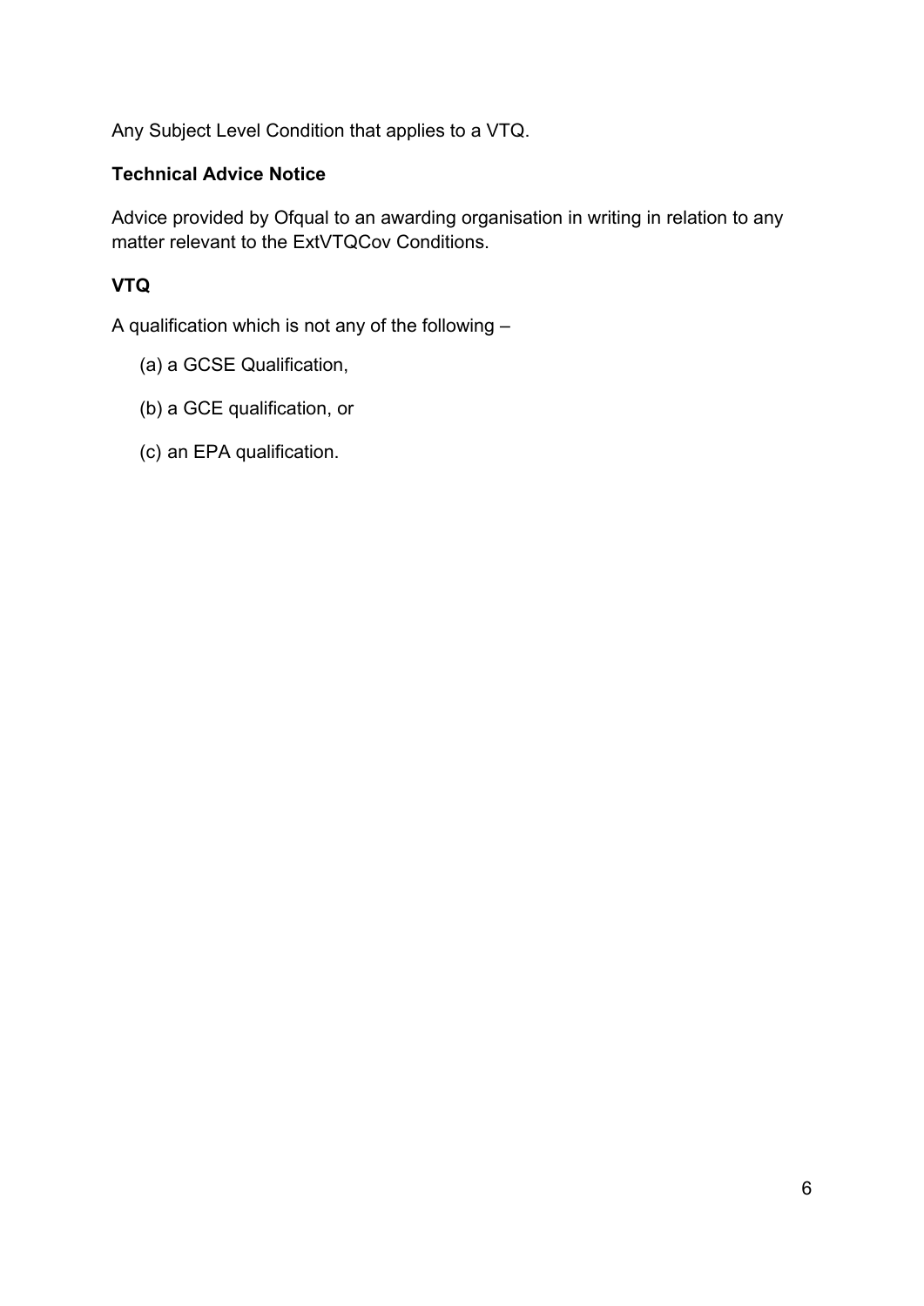Any Subject Level Condition that applies to a VTQ.

**Technical Advice Notice**

Advice provided by Ofqual to an awarding organisation in writing in relation to any matter relevant to the ExtVTQCov Conditions.

**VTQ**

A qualification which is not any of the following –

(a) a GCSE Qualification,

(b) a GCE qualification, or

(c) an EPA qualification.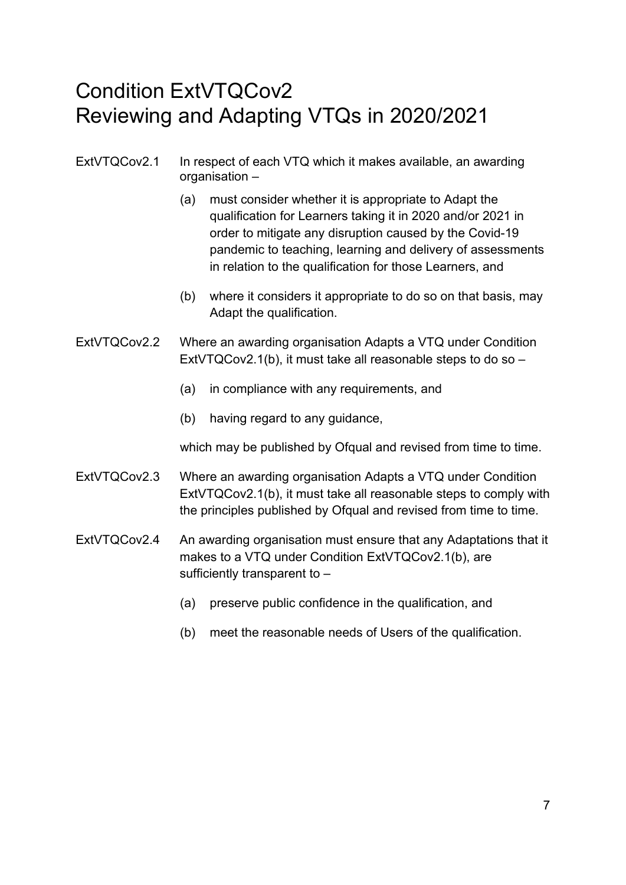# Condition ExtVTQCov2
# Reviewing and Adapting VTQs in 2020/2021

ExtVTQCov2.1 In respect of each VTQ which it makes available, an awarding organisation –

(a) must consider whether it is appropriate to Adapt the qualification for Learners taking it in 2020 and/or 2021 in order to mitigate any disruption caused by the Covid-19 pandemic to teaching, learning and delivery of assessments in relation to the qualification for those Learners, and

(b) where it considers it appropriate to do so on that basis, may Adapt the qualification.

ExtVTQCov2.2 Where an awarding organisation Adapts a VTQ under Condition ExtVTQCov2.1(b), it must take all reasonable steps to do so –

(a) in compliance with any requirements, and

(b) having regard to any guidance,

which may be published by Ofqual and revised from time to time.

ExtVTQCov2.3 Where an awarding organisation Adapts a VTQ under Condition ExtVTQCov2.1(b), it must take all reasonable steps to comply with the principles published by Ofqual and revised from time to time.

ExtVTQCov2.4 An awarding organisation must ensure that any Adaptations that it makes to a VTQ under Condition ExtVTQCov2.1(b), are sufficiently transparent to –

(a) preserve public confidence in the qualification, and

(b) meet the reasonable needs of Users of the qualification.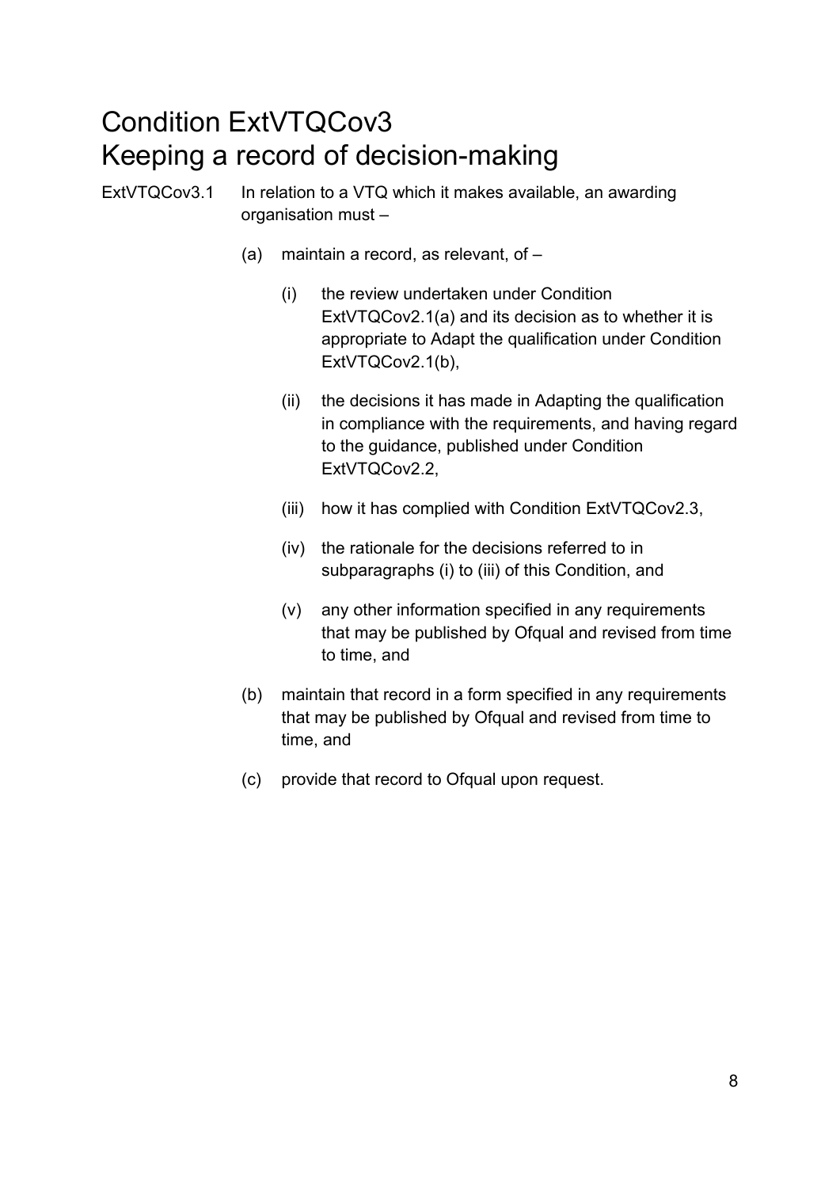# Condition ExtVTQCov3
# Keeping a record of decision-making

ExtVTQCov3.1 In relation to a VTQ which it makes available, an awarding organisation must –

(a) maintain a record, as relevant, of –

(i) the review undertaken under Condition ExtVTQCov2.1(a) and its decision as to whether it is appropriate to Adapt the qualification under Condition ExtVTQCov2.1(b),

(ii) the decisions it has made in Adapting the qualification in compliance with the requirements, and having regard to the guidance, published under Condition ExtVTQCov2.2,

(iii) how it has complied with Condition ExtVTQCov2.3,

(iv) the rationale for the decisions referred to in subparagraphs (i) to (iii) of this Condition, and

(v) any other information specified in any requirements that may be published by Ofqual and revised from time to time, and

(b) maintain that record in a form specified in any requirements that may be published by Ofqual and revised from time to time, and

(c) provide that record to Ofqual upon request.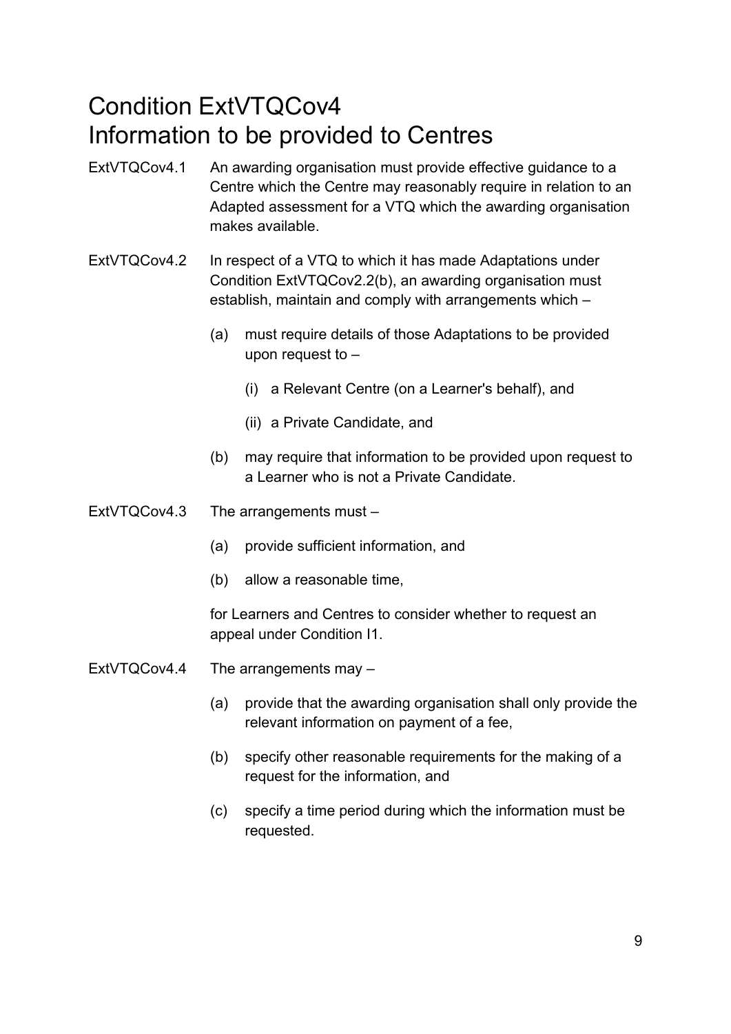# Condition ExtVTQCov4 Information to be provided to Centres

ExtVTQCov4.1 An awarding organisation must provide effective guidance to a Centre which the Centre may reasonably require in relation to an Adapted assessment for a VTQ which the awarding organisation makes available.

ExtVTQCov4.2 In respect of a VTQ to which it has made Adaptations under Condition ExtVTQCov2.2(b), an awarding organisation must establish, maintain and comply with arrangements which –

- (a) must require details of those Adaptations to be provided upon request to –
  - (i) a Relevant Centre (on a Learner's behalf), and
  - (ii) a Private Candidate, and
- (b) may require that information to be provided upon request to a Learner who is not a Private Candidate.

ExtVTQCov4.3 The arrangements must –

- (a) provide sufficient information, and
- (b) allow a reasonable time,

for Learners and Centres to consider whether to request an appeal under Condition I1.

ExtVTQCov4.4 The arrangements may –

- (a) provide that the awarding organisation shall only provide the relevant information on payment of a fee,
- (b) specify other reasonable requirements for the making of a request for the information, and
- (c) specify a time period during which the information must be requested.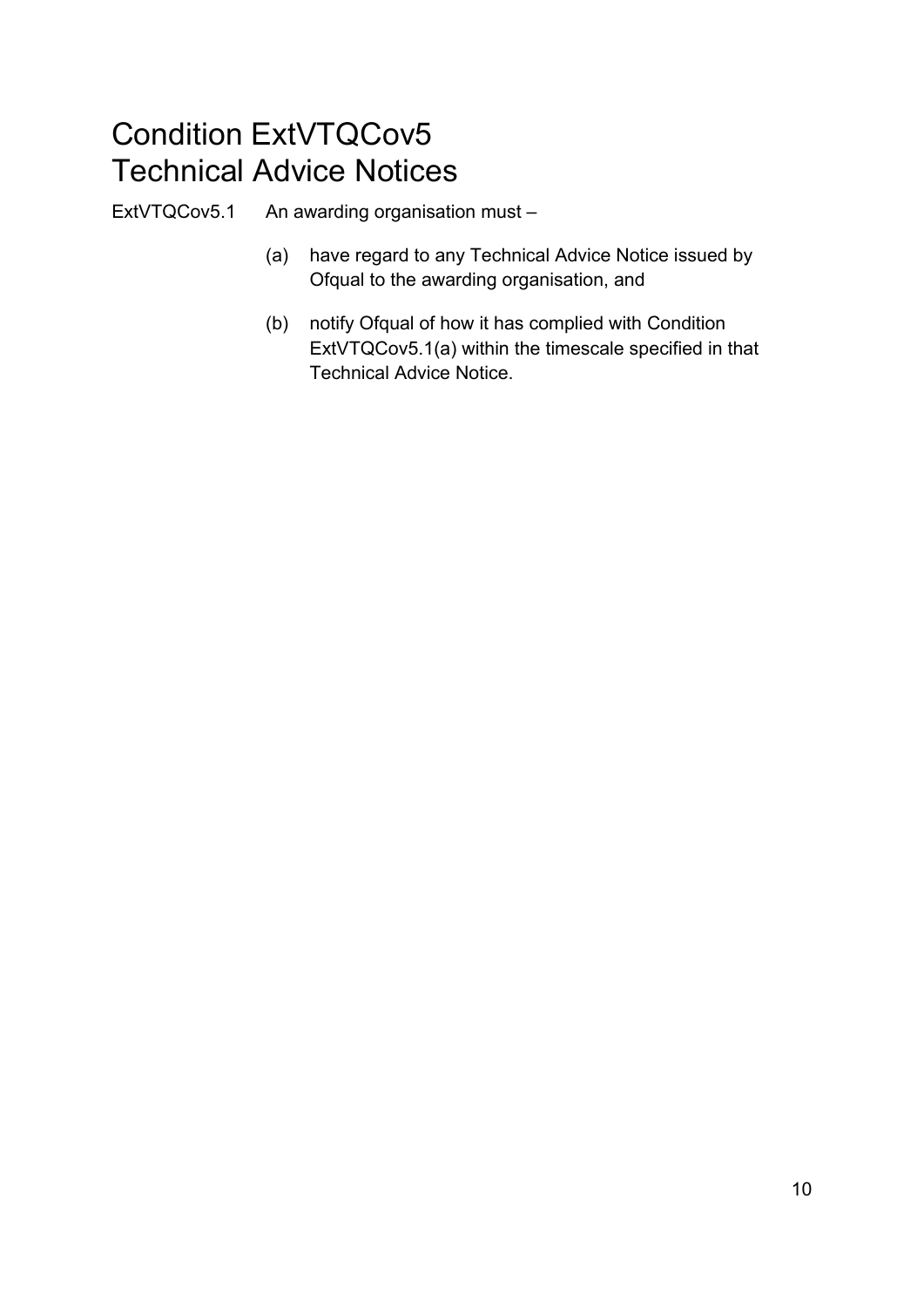# Condition ExtVTQCov5
# Technical Advice Notices

ExtVTQCov5.1 An awarding organisation must –

(a) have regard to any Technical Advice Notice issued by Ofqual to the awarding organisation, and

(b) notify Ofqual of how it has complied with Condition ExtVTQCov5.1(a) within the timescale specified in that Technical Advice Notice.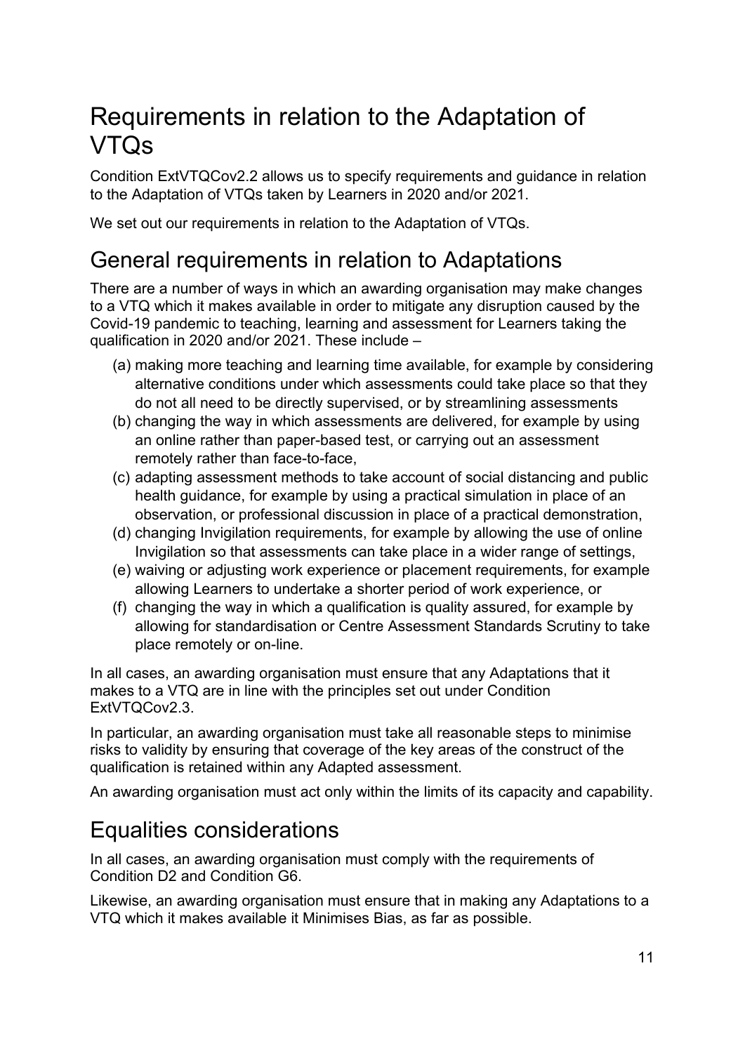# Requirements in relation to the Adaptation of VTQs

Condition ExtVTQCov2.2 allows us to specify requirements and guidance in relation to the Adaptation of VTQs taken by Learners in 2020 and/or 2021.

We set out our requirements in relation to the Adaptation of VTQs.

## General requirements in relation to Adaptations

There are a number of ways in which an awarding organisation may make changes to a VTQ which it makes available in order to mitigate any disruption caused by the Covid-19 pandemic to teaching, learning and assessment for Learners taking the qualification in 2020 and/or 2021. These include –

(a) making more teaching and learning time available, for example by considering alternative conditions under which assessments could take place so that they do not all need to be directly supervised, or by streamlining assessments

(b) changing the way in which assessments are delivered, for example by using an online rather than paper-based test, or carrying out an assessment remotely rather than face-to-face,

(c) adapting assessment methods to take account of social distancing and public health guidance, for example by using a practical simulation in place of an observation, or professional discussion in place of a practical demonstration,

(d) changing Invigilation requirements, for example by allowing the use of online Invigilation so that assessments can take place in a wider range of settings,

(e) waiving or adjusting work experience or placement requirements, for example allowing Learners to undertake a shorter period of work experience, or

(f) changing the way in which a qualification is quality assured, for example by allowing for standardisation or Centre Assessment Standards Scrutiny to take place remotely or on-line.

In all cases, an awarding organisation must ensure that any Adaptations that it makes to a VTQ are in line with the principles set out under Condition ExtVTQCov2.3.

In particular, an awarding organisation must take all reasonable steps to minimise risks to validity by ensuring that coverage of the key areas of the construct of the qualification is retained within any Adapted assessment.

An awarding organisation must act only within the limits of its capacity and capability.

## Equalities considerations

In all cases, an awarding organisation must comply with the requirements of Condition D2 and Condition G6.

Likewise, an awarding organisation must ensure that in making any Adaptations to a VTQ which it makes available it Minimises Bias, as far as possible.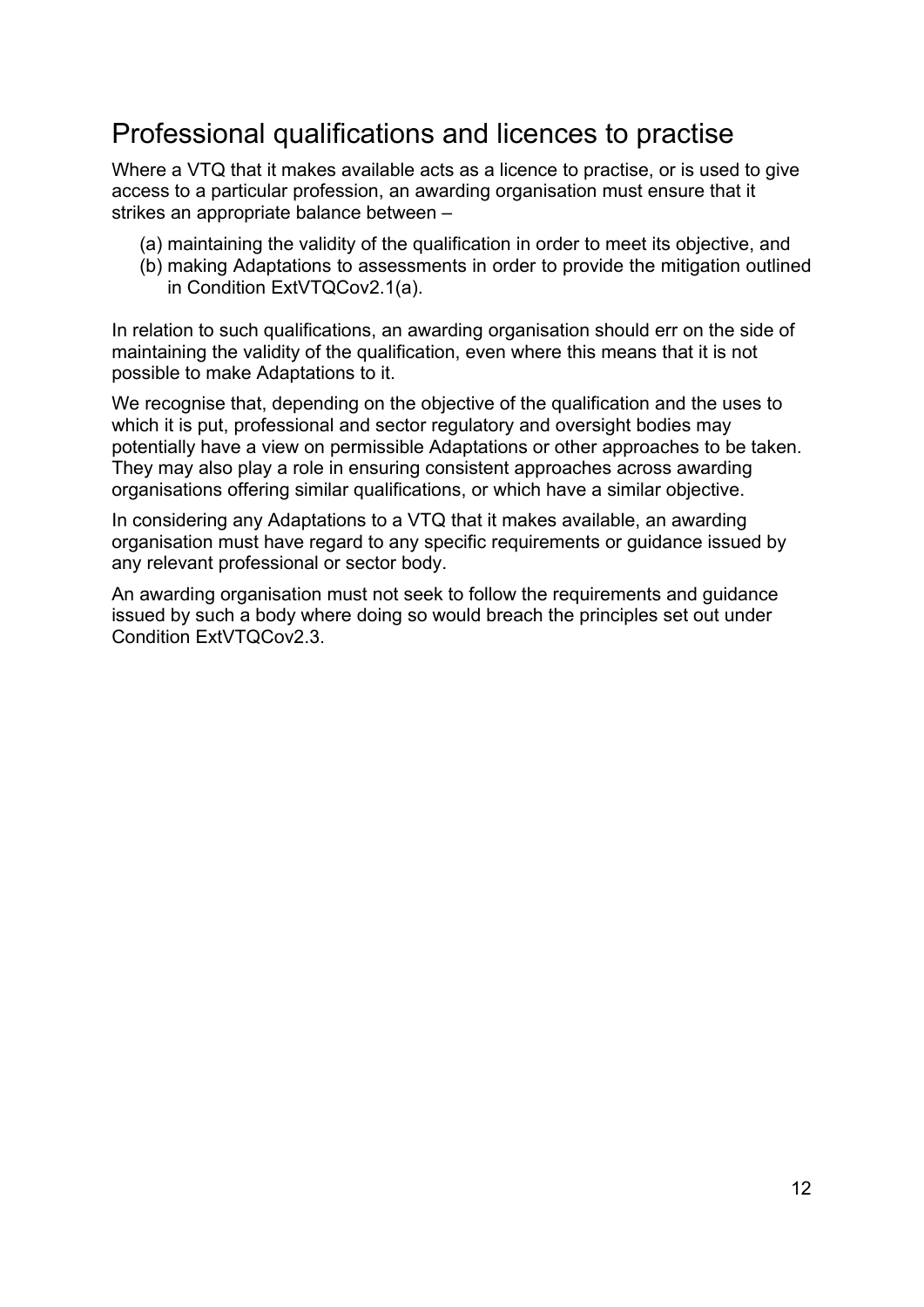## Professional qualifications and licences to practise

Where a VTQ that it makes available acts as a licence to practise, or is used to give access to a particular profession, an awarding organisation must ensure that it strikes an appropriate balance between –

(a) maintaining the validity of the qualification in order to meet its objective, and
(b) making Adaptations to assessments in order to provide the mitigation outlined in Condition ExtVTQCov2.1(a).

In relation to such qualifications, an awarding organisation should err on the side of maintaining the validity of the qualification, even where this means that it is not possible to make Adaptations to it.

We recognise that, depending on the objective of the qualification and the uses to which it is put, professional and sector regulatory and oversight bodies may potentially have a view on permissible Adaptations or other approaches to be taken. They may also play a role in ensuring consistent approaches across awarding organisations offering similar qualifications, or which have a similar objective.

In considering any Adaptations to a VTQ that it makes available, an awarding organisation must have regard to any specific requirements or guidance issued by any relevant professional or sector body.

An awarding organisation must not seek to follow the requirements and guidance issued by such a body where doing so would breach the principles set out under Condition ExtVTQCov2.3.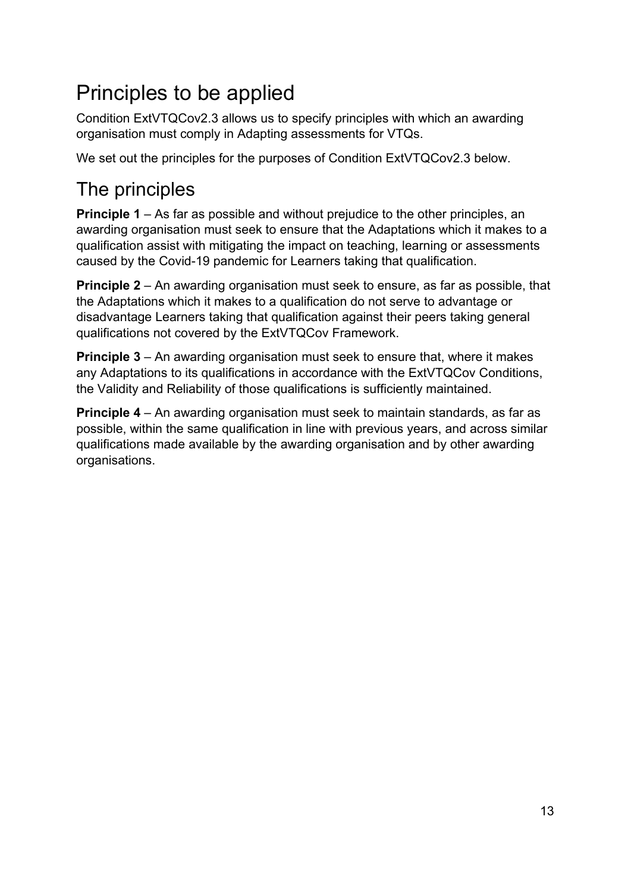## Principles to be applied

Condition ExtVTQCov2.3 allows us to specify principles with which an awarding organisation must comply in Adapting assessments for VTQs.

We set out the principles for the purposes of Condition ExtVTQCov2.3 below.

## The principles

**Principle 1** – As far as possible and without prejudice to the other principles, an awarding organisation must seek to ensure that the Adaptations which it makes to a qualification assist with mitigating the impact on teaching, learning or assessments caused by the Covid-19 pandemic for Learners taking that qualification.

**Principle 2** – An awarding organisation must seek to ensure, as far as possible, that the Adaptations which it makes to a qualification do not serve to advantage or disadvantage Learners taking that qualification against their peers taking general qualifications not covered by the ExtVTQCov Framework.

**Principle 3** – An awarding organisation must seek to ensure that, where it makes any Adaptations to its qualifications in accordance with the ExtVTQCov Conditions, the Validity and Reliability of those qualifications is sufficiently maintained.

**Principle 4** – An awarding organisation must seek to maintain standards, as far as possible, within the same qualification in line with previous years, and across similar qualifications made available by the awarding organisation and by other awarding organisations.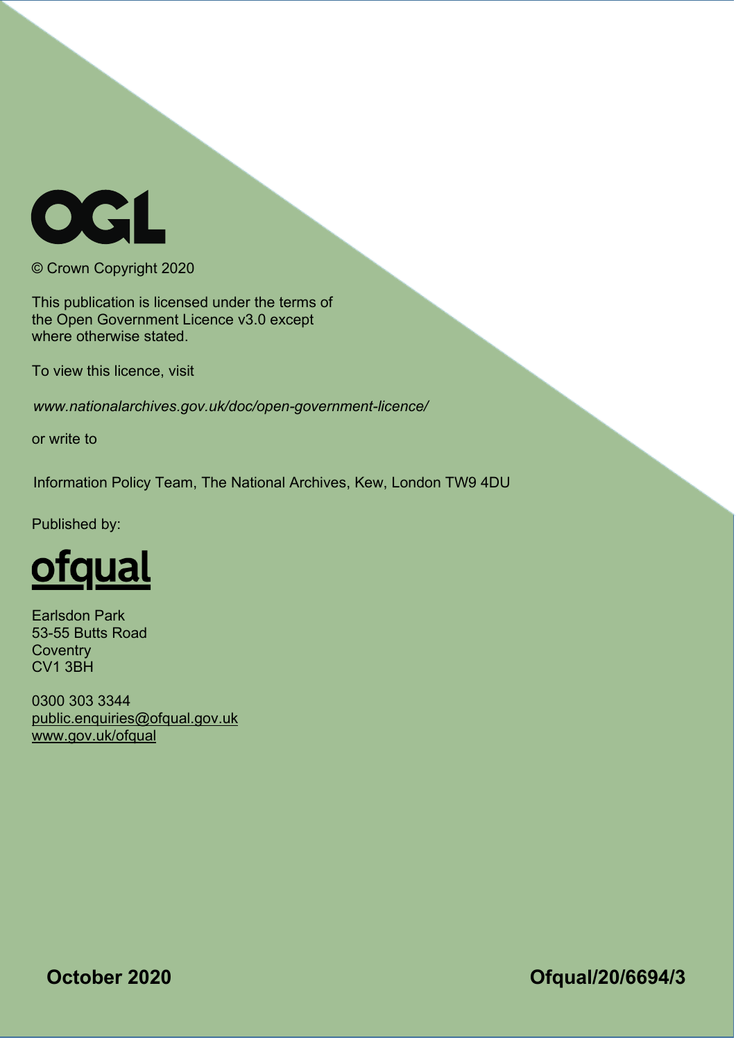OGL

© Crown Copyright 2020

This publication is licensed under the terms of the Open Government Licence v3.0 except where otherwise stated.

To view this licence, visit

*www.nationalarchives.gov.uk/doc/open-government-licence/*

or write to

Information Policy Team, The National Archives, Kew, London TW9 4DU

Published by:

ofqual

Earlsdon Park
53-55 Butts Road
Coventry
CV1 3BH

0300 303 3344
public.enquiries@ofqual.gov.uk
www.gov.uk/ofqual

**October 2020** **Ofqual/20/6694/3**